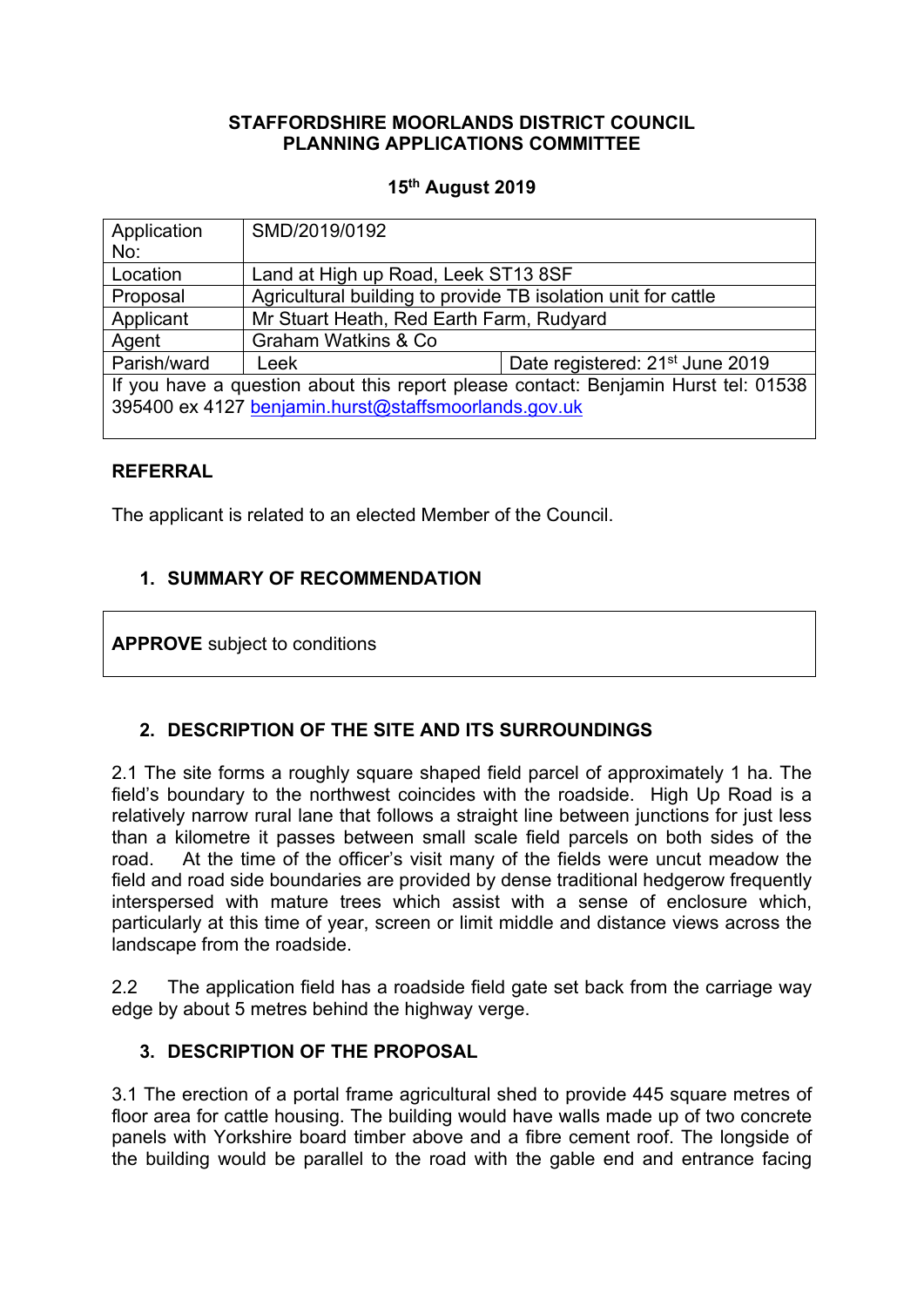**STAFFORDSHIRE MOORLANDS DISTRICT COUNCIL**
**PLANNING APPLICATIONS COMMITTEE**

**15th August 2019**

| Application No: | SMD/2019/0192 | |
|---|---|---|
| Location | Land at High up Road, Leek ST13 8SF | |
| Proposal | Agricultural building to provide TB isolation unit for cattle | |
| Applicant | Mr Stuart Heath, Red Earth Farm, Rudyard | |
| Agent | Graham Watkins & Co | |
| Parish/ward | Leek | Date registered: 21st June 2019 |
| If you have a question about this report please contact: Benjamin Hurst tel: 01538 395400 ex 4127 benjamin.hurst@staffsmoorlands.gov.uk | | |

## REFERRAL

The applicant is related to an elected Member of the Council.

## 1. SUMMARY OF RECOMMENDATION

**APPROVE** subject to conditions

## 2. DESCRIPTION OF THE SITE AND ITS SURROUNDINGS

2.1 The site forms a roughly square shaped field parcel of approximately 1 ha. The field's boundary to the northwest coincides with the roadside. High Up Road is a relatively narrow rural lane that follows a straight line between junctions for just less than a kilometre it passes between small scale field parcels on both sides of the road. At the time of the officer's visit many of the fields were uncut meadow the field and road side boundaries are provided by dense traditional hedgerow frequently interspersed with mature trees which assist with a sense of enclosure which, particularly at this time of year, screen or limit middle and distance views across the landscape from the roadside.

2.2 The application field has a roadside field gate set back from the carriage way edge by about 5 metres behind the highway verge.

## 3. DESCRIPTION OF THE PROPOSAL

3.1 The erection of a portal frame agricultural shed to provide 445 square metres of floor area for cattle housing. The building would have walls made up of two concrete panels with Yorkshire board timber above and a fibre cement roof. The longside of the building would be parallel to the road with the gable end and entrance facing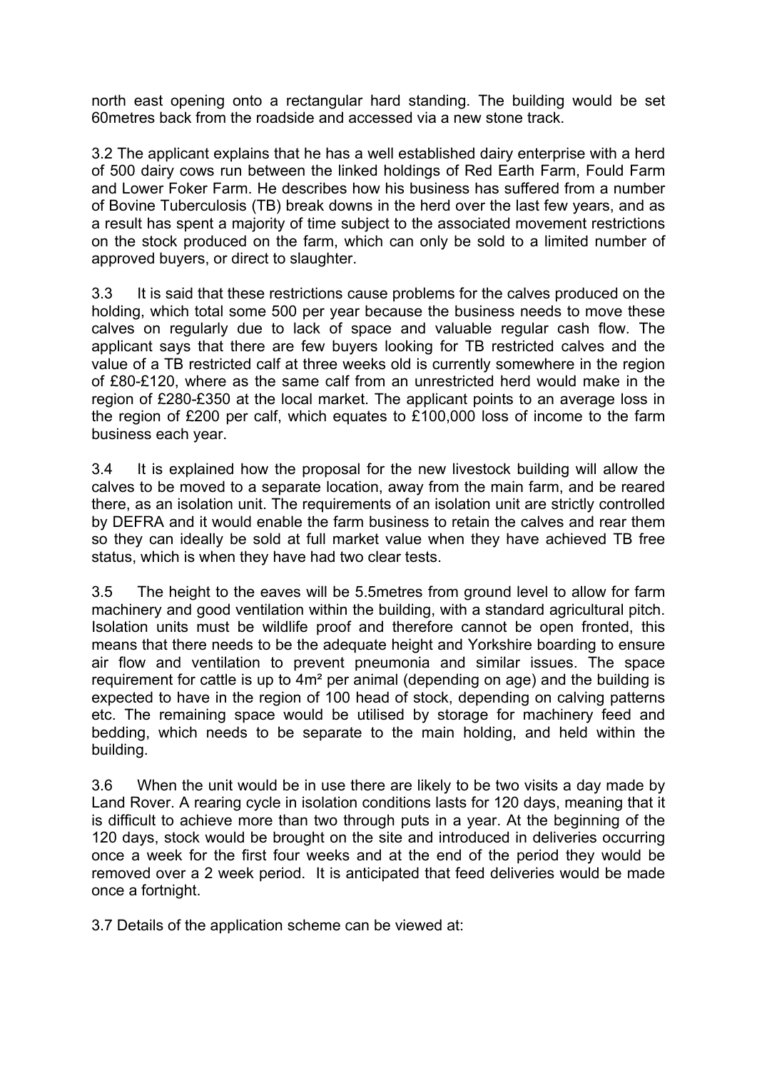north east opening onto a rectangular hard standing. The building would be set 60metres back from the roadside and accessed via a new stone track.

3.2 The applicant explains that he has a well established dairy enterprise with a herd of 500 dairy cows run between the linked holdings of Red Earth Farm, Fould Farm and Lower Foker Farm. He describes how his business has suffered from a number of Bovine Tuberculosis (TB) break downs in the herd over the last few years, and as a result has spent a majority of time subject to the associated movement restrictions on the stock produced on the farm, which can only be sold to a limited number of approved buyers, or direct to slaughter.

3.3 It is said that these restrictions cause problems for the calves produced on the holding, which total some 500 per year because the business needs to move these calves on regularly due to lack of space and valuable regular cash flow. The applicant says that there are few buyers looking for TB restricted calves and the value of a TB restricted calf at three weeks old is currently somewhere in the region of £80-£120, where as the same calf from an unrestricted herd would make in the region of £280-£350 at the local market. The applicant points to an average loss in the region of £200 per calf, which equates to £100,000 loss of income to the farm business each year.

3.4 It is explained how the proposal for the new livestock building will allow the calves to be moved to a separate location, away from the main farm, and be reared there, as an isolation unit. The requirements of an isolation unit are strictly controlled by DEFRA and it would enable the farm business to retain the calves and rear them so they can ideally be sold at full market value when they have achieved TB free status, which is when they have had two clear tests.

3.5 The height to the eaves will be 5.5metres from ground level to allow for farm machinery and good ventilation within the building, with a standard agricultural pitch. Isolation units must be wildlife proof and therefore cannot be open fronted, this means that there needs to be the adequate height and Yorkshire boarding to ensure air flow and ventilation to prevent pneumonia and similar issues. The space requirement for cattle is up to 4m² per animal (depending on age) and the building is expected to have in the region of 100 head of stock, depending on calving patterns etc. The remaining space would be utilised by storage for machinery feed and bedding, which needs to be separate to the main holding, and held within the building.

3.6 When the unit would be in use there are likely to be two visits a day made by Land Rover. A rearing cycle in isolation conditions lasts for 120 days, meaning that it is difficult to achieve more than two through puts in a year. At the beginning of the 120 days, stock would be brought on the site and introduced in deliveries occurring once a week for the first four weeks and at the end of the period they would be removed over a 2 week period. It is anticipated that feed deliveries would be made once a fortnight.

3.7 Details of the application scheme can be viewed at: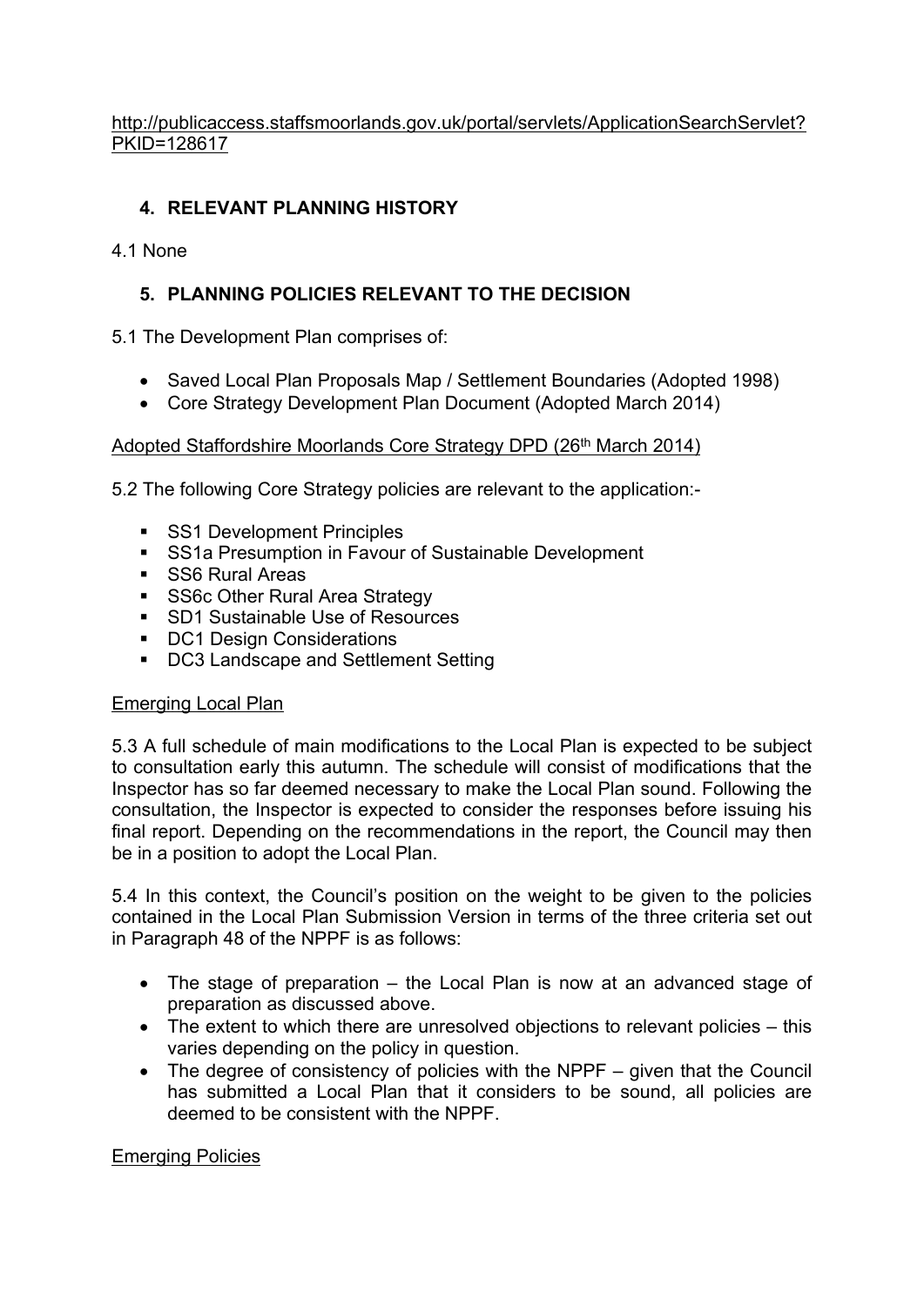http://publicaccess.staffsmoorlands.gov.uk/portal/servlets/ApplicationSearchServlet?PKID=128617

## 4. RELEVANT PLANNING HISTORY

4.1 None

## 5. PLANNING POLICIES RELEVANT TO THE DECISION

5.1 The Development Plan comprises of:

- Saved Local Plan Proposals Map / Settlement Boundaries (Adopted 1998)
- Core Strategy Development Plan Document (Adopted March 2014)

Adopted Staffordshire Moorlands Core Strategy DPD (26th March 2014)

5.2 The following Core Strategy policies are relevant to the application:-

- SS1 Development Principles
- SS1a Presumption in Favour of Sustainable Development
- SS6 Rural Areas
- SS6c Other Rural Area Strategy
- SD1 Sustainable Use of Resources
- DC1 Design Considerations
- DC3 Landscape and Settlement Setting

Emerging Local Plan

5.3 A full schedule of main modifications to the Local Plan is expected to be subject to consultation early this autumn. The schedule will consist of modifications that the Inspector has so far deemed necessary to make the Local Plan sound. Following the consultation, the Inspector is expected to consider the responses before issuing his final report. Depending on the recommendations in the report, the Council may then be in a position to adopt the Local Plan.

5.4 In this context, the Council's position on the weight to be given to the policies contained in the Local Plan Submission Version in terms of the three criteria set out in Paragraph 48 of the NPPF is as follows:

- The stage of preparation – the Local Plan is now at an advanced stage of preparation as discussed above.
- The extent to which there are unresolved objections to relevant policies – this varies depending on the policy in question.
- The degree of consistency of policies with the NPPF – given that the Council has submitted a Local Plan that it considers to be sound, all policies are deemed to be consistent with the NPPF.

Emerging Policies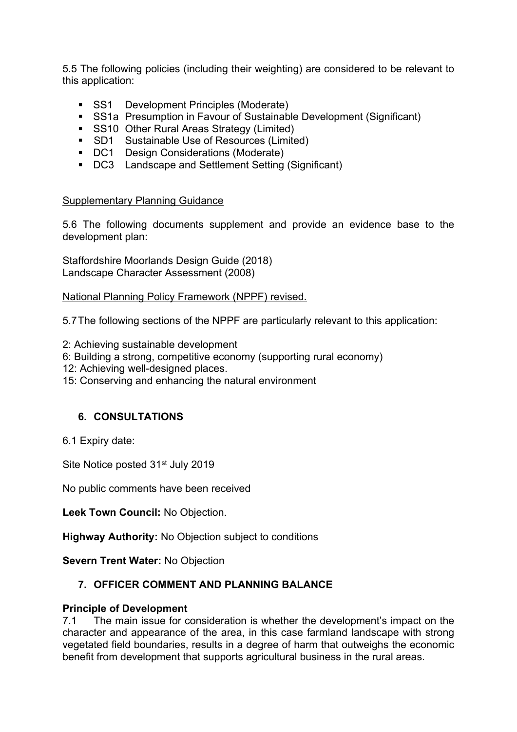5.5 The following policies (including their weighting) are considered to be relevant to this application:

- SS1 Development Principles (Moderate)
- SS1a Presumption in Favour of Sustainable Development (Significant)
- SS10 Other Rural Areas Strategy (Limited)
- SD1 Sustainable Use of Resources (Limited)
- DC1 Design Considerations (Moderate)
- DC3 Landscape and Settlement Setting (Significant)

Supplementary Planning Guidance

5.6 The following documents supplement and provide an evidence base to the development plan:

Staffordshire Moorlands Design Guide (2018)
Landscape Character Assessment (2008)

National Planning Policy Framework (NPPF) revised.

5.7 The following sections of the NPPF are particularly relevant to this application:

2: Achieving sustainable development
6: Building a strong, competitive economy (supporting rural economy)
12: Achieving well-designed places.
15: Conserving and enhancing the natural environment

## 6. CONSULTATIONS

6.1 Expiry date:

Site Notice posted 31st July 2019

No public comments have been received

**Leek Town Council:** No Objection.

**Highway Authority:** No Objection subject to conditions

**Severn Trent Water:** No Objection

## 7. OFFICER COMMENT AND PLANNING BALANCE

**Principle of Development**

7.1 The main issue for consideration is whether the development's impact on the character and appearance of the area, in this case farmland landscape with strong vegetated field boundaries, results in a degree of harm that outweighs the economic benefit from development that supports agricultural business in the rural areas.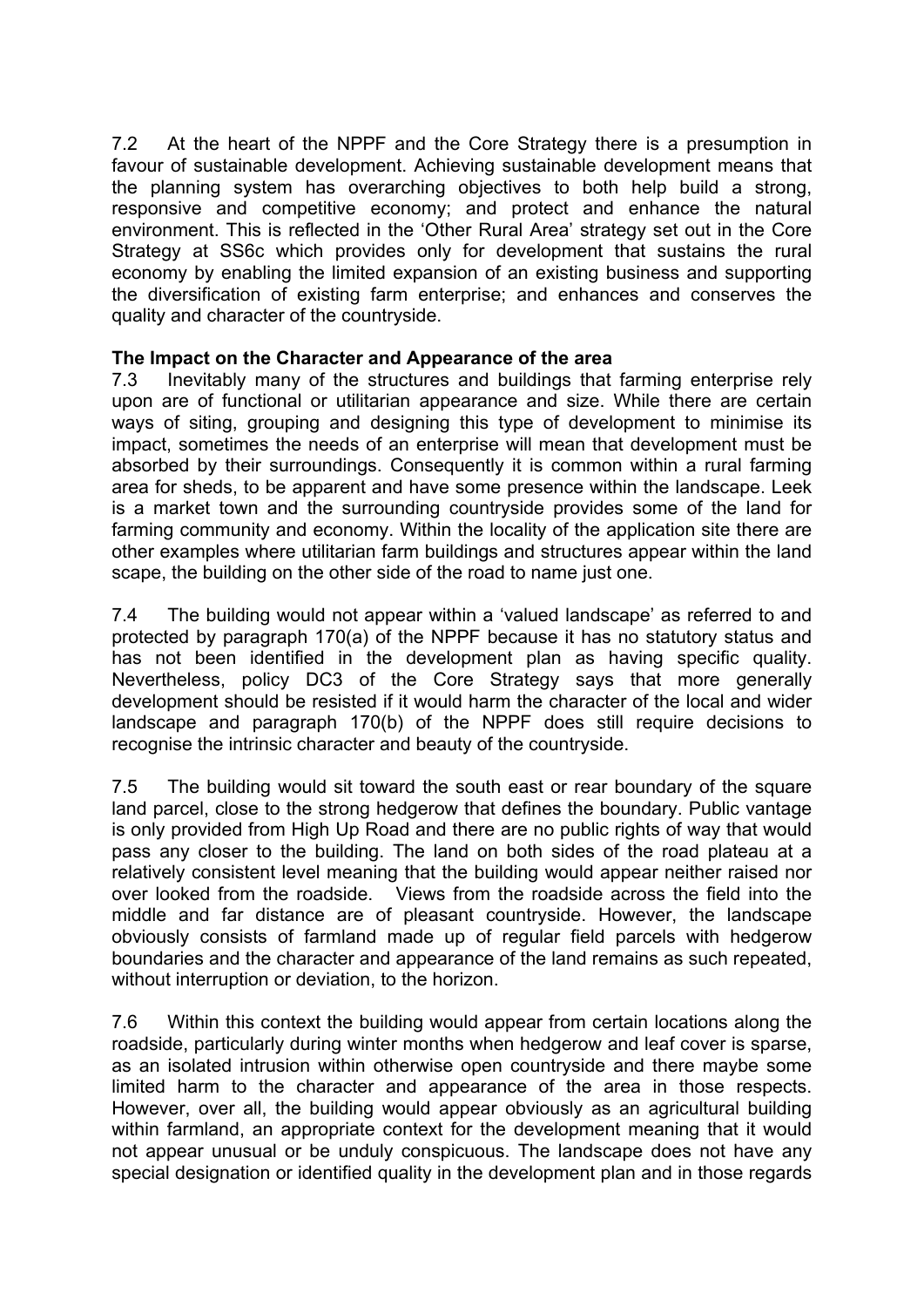7.2 At the heart of the NPPF and the Core Strategy there is a presumption in favour of sustainable development. Achieving sustainable development means that the planning system has overarching objectives to both help build a strong, responsive and competitive economy; and protect and enhance the natural environment. This is reflected in the 'Other Rural Area' strategy set out in the Core Strategy at SS6c which provides only for development that sustains the rural economy by enabling the limited expansion of an existing business and supporting the diversification of existing farm enterprise; and enhances and conserves the quality and character of the countryside.

**The Impact on the Character and Appearance of the area**

7.3 Inevitably many of the structures and buildings that farming enterprise rely upon are of functional or utilitarian appearance and size. While there are certain ways of siting, grouping and designing this type of development to minimise its impact, sometimes the needs of an enterprise will mean that development must be absorbed by their surroundings. Consequently it is common within a rural farming area for sheds, to be apparent and have some presence within the landscape. Leek is a market town and the surrounding countryside provides some of the land for farming community and economy. Within the locality of the application site there are other examples where utilitarian farm buildings and structures appear within the land scape, the building on the other side of the road to name just one.

7.4 The building would not appear within a 'valued landscape' as referred to and protected by paragraph 170(a) of the NPPF because it has no statutory status and has not been identified in the development plan as having specific quality. Nevertheless, policy DC3 of the Core Strategy says that more generally development should be resisted if it would harm the character of the local and wider landscape and paragraph 170(b) of the NPPF does still require decisions to recognise the intrinsic character and beauty of the countryside.

7.5 The building would sit toward the south east or rear boundary of the square land parcel, close to the strong hedgerow that defines the boundary. Public vantage is only provided from High Up Road and there are no public rights of way that would pass any closer to the building. The land on both sides of the road plateau at a relatively consistent level meaning that the building would appear neither raised nor over looked from the roadside. Views from the roadside across the field into the middle and far distance are of pleasant countryside. However, the landscape obviously consists of farmland made up of regular field parcels with hedgerow boundaries and the character and appearance of the land remains as such repeated, without interruption or deviation, to the horizon.

7.6 Within this context the building would appear from certain locations along the roadside, particularly during winter months when hedgerow and leaf cover is sparse, as an isolated intrusion within otherwise open countryside and there maybe some limited harm to the character and appearance of the area in those respects. However, over all, the building would appear obviously as an agricultural building within farmland, an appropriate context for the development meaning that it would not appear unusual or be unduly conspicuous. The landscape does not have any special designation or identified quality in the development plan and in those regards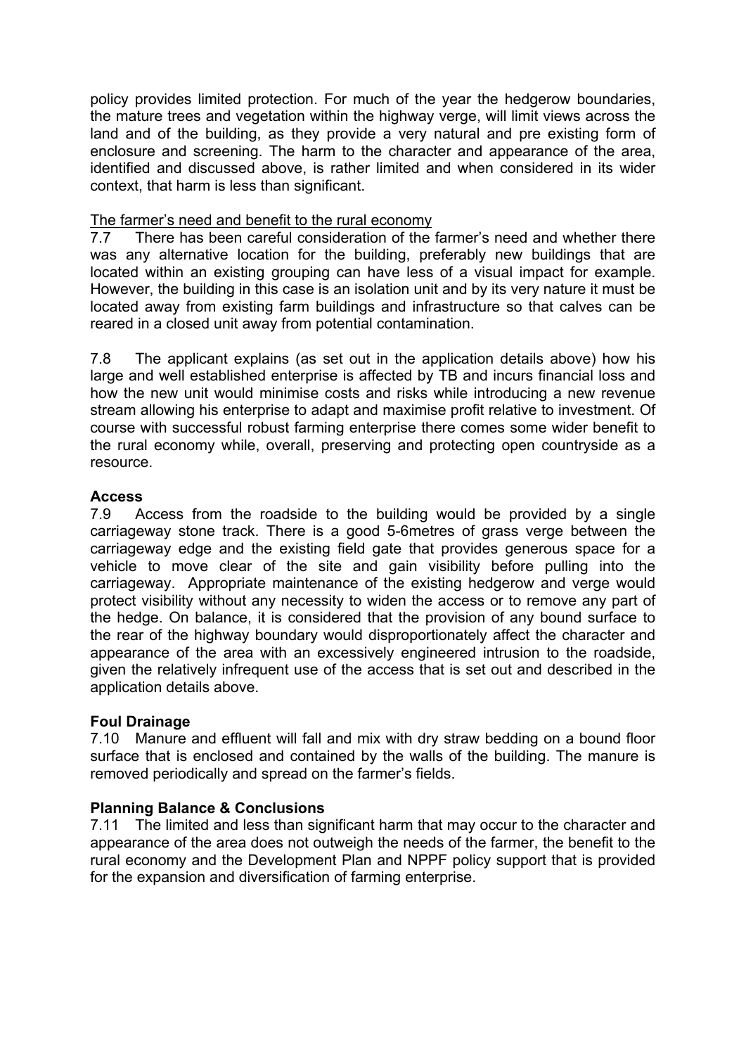policy provides limited protection. For much of the year the hedgerow boundaries, the mature trees and vegetation within the highway verge, will limit views across the land and of the building, as they provide a very natural and pre existing form of enclosure and screening. The harm to the character and appearance of the area, identified and discussed above, is rather limited and when considered in its wider context, that harm is less than significant.

The farmer's need and benefit to the rural economy

7.7 There has been careful consideration of the farmer's need and whether there was any alternative location for the building, preferably new buildings that are located within an existing grouping can have less of a visual impact for example. However, the building in this case is an isolation unit and by its very nature it must be located away from existing farm buildings and infrastructure so that calves can be reared in a closed unit away from potential contamination.

7.8 The applicant explains (as set out in the application details above) how his large and well established enterprise is affected by TB and incurs financial loss and how the new unit would minimise costs and risks while introducing a new revenue stream allowing his enterprise to adapt and maximise profit relative to investment. Of course with successful robust farming enterprise there comes some wider benefit to the rural economy while, overall, preserving and protecting open countryside as a resource.

**Access**

7.9 Access from the roadside to the building would be provided by a single carriageway stone track. There is a good 5-6metres of grass verge between the carriageway edge and the existing field gate that provides generous space for a vehicle to move clear of the site and gain visibility before pulling into the carriageway. Appropriate maintenance of the existing hedgerow and verge would protect visibility without any necessity to widen the access or to remove any part of the hedge. On balance, it is considered that the provision of any bound surface to the rear of the highway boundary would disproportionately affect the character and appearance of the area with an excessively engineered intrusion to the roadside, given the relatively infrequent use of the access that is set out and described in the application details above.

**Foul Drainage**

7.10 Manure and effluent will fall and mix with dry straw bedding on a bound floor surface that is enclosed and contained by the walls of the building. The manure is removed periodically and spread on the farmer's fields.

**Planning Balance & Conclusions**

7.11 The limited and less than significant harm that may occur to the character and appearance of the area does not outweigh the needs of the farmer, the benefit to the rural economy and the Development Plan and NPPF policy support that is provided for the expansion and diversification of farming enterprise.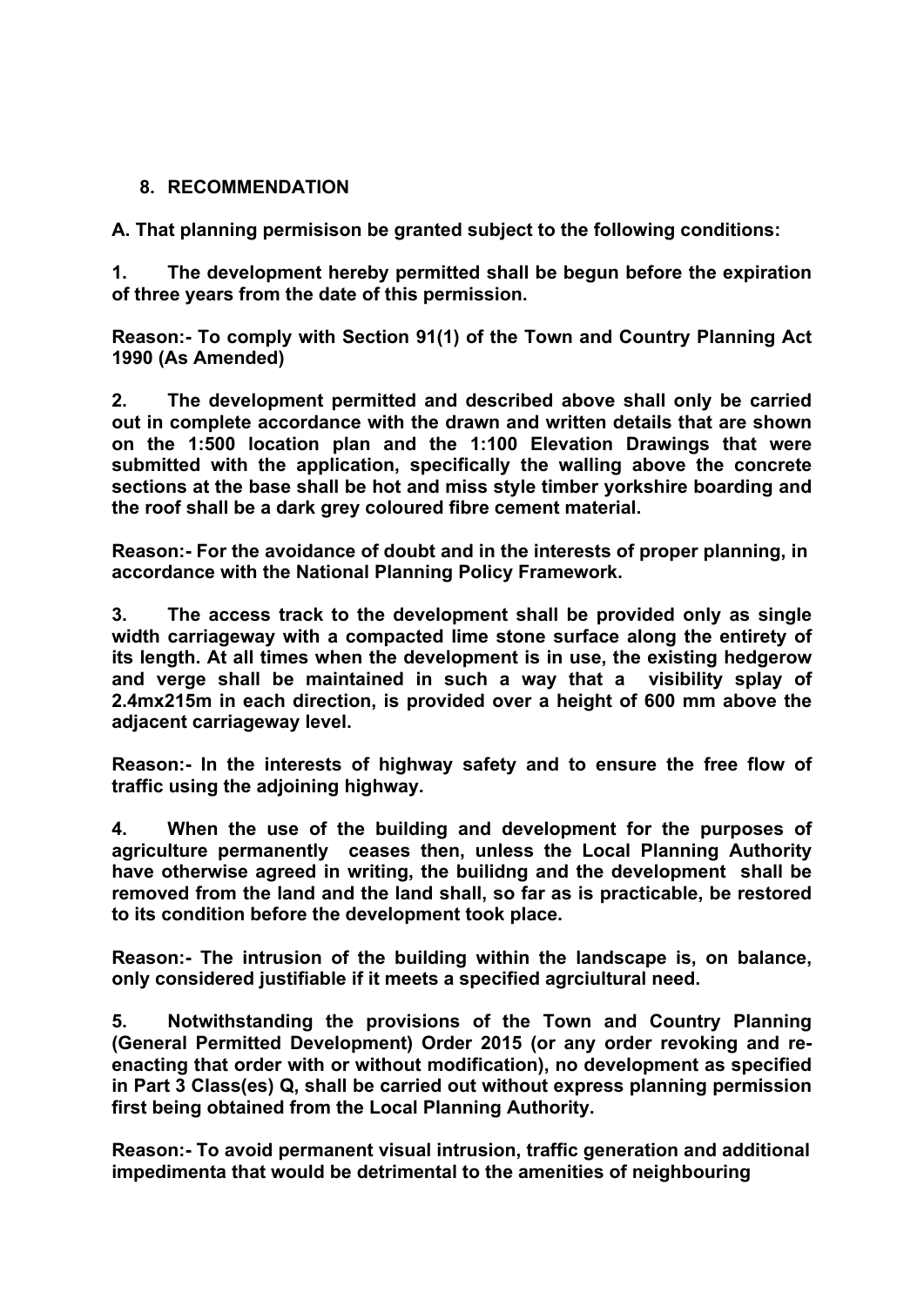## 8. RECOMMENDATION

**A. That planning permisison be granted subject to the following conditions:**

**1. The development hereby permitted shall be begun before the expiration of three years from the date of this permission.**

**Reason:- To comply with Section 91(1) of the Town and Country Planning Act 1990 (As Amended)**

**2. The development permitted and described above shall only be carried out in complete accordance with the drawn and written details that are shown on the 1:500 location plan and the 1:100 Elevation Drawings that were submitted with the application, specifically the walling above the concrete sections at the base shall be hot and miss style timber yorkshire boarding and the roof shall be a dark grey coloured fibre cement material.**

**Reason:- For the avoidance of doubt and in the interests of proper planning, in accordance with the National Planning Policy Framework.**

**3. The access track to the development shall be provided only as single width carriageway with a compacted lime stone surface along the entirety of its length. At all times when the development is in use, the existing hedgerow and verge shall be maintained in such a way that a visibility splay of 2.4mx215m in each direction, is provided over a height of 600 mm above the adjacent carriageway level.**

**Reason:- In the interests of highway safety and to ensure the free flow of traffic using the adjoining highway.**

**4. When the use of the building and development for the purposes of agriculture permanently ceases then, unless the Local Planning Authority have otherwise agreed in writing, the builidng and the development shall be removed from the land and the land shall, so far as is practicable, be restored to its condition before the development took place.**

**Reason:- The intrusion of the building within the landscape is, on balance, only considered justifiable if it meets a specified agrciultural need.**

**5. Notwithstanding the provisions of the Town and Country Planning (General Permitted Development) Order 2015 (or any order revoking and re-enacting that order with or without modification), no development as specified in Part 3 Class(es) Q, shall be carried out without express planning permission first being obtained from the Local Planning Authority.**

**Reason:- To avoid permanent visual intrusion, traffic generation and additional impedimenta that would be detrimental to the amenities of neighbouring**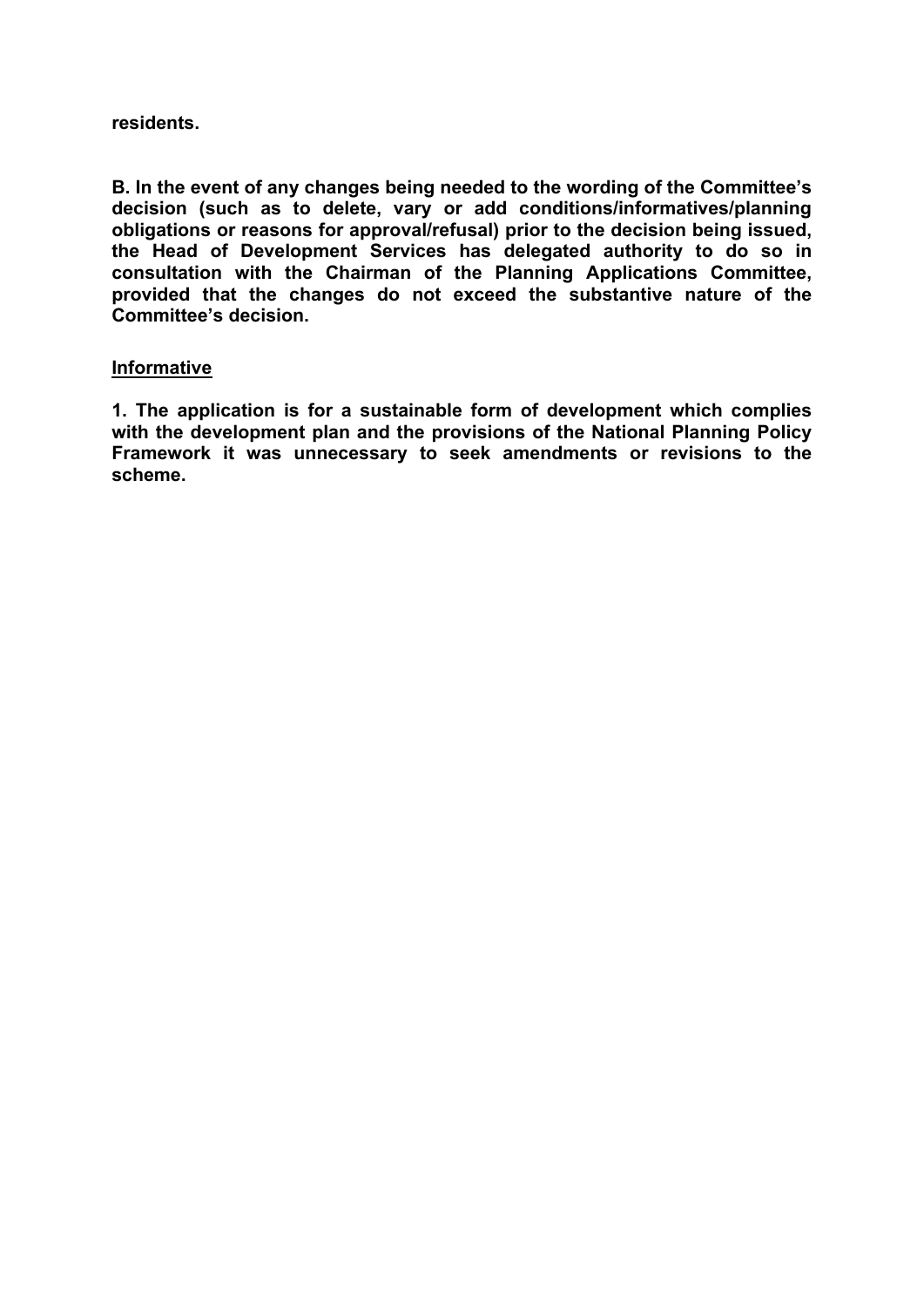**residents.**

**B. In the event of any changes being needed to the wording of the Committee's decision (such as to delete, vary or add conditions/informatives/planning obligations or reasons for approval/refusal) prior to the decision being issued, the Head of Development Services has delegated authority to do so in consultation with the Chairman of the Planning Applications Committee, provided that the changes do not exceed the substantive nature of the Committee's decision.**

**<u>Informative</u>**

**1. The application is for a sustainable form of development which complies with the development plan and the provisions of the National Planning Policy Framework it was unnecessary to seek amendments or revisions to the scheme.**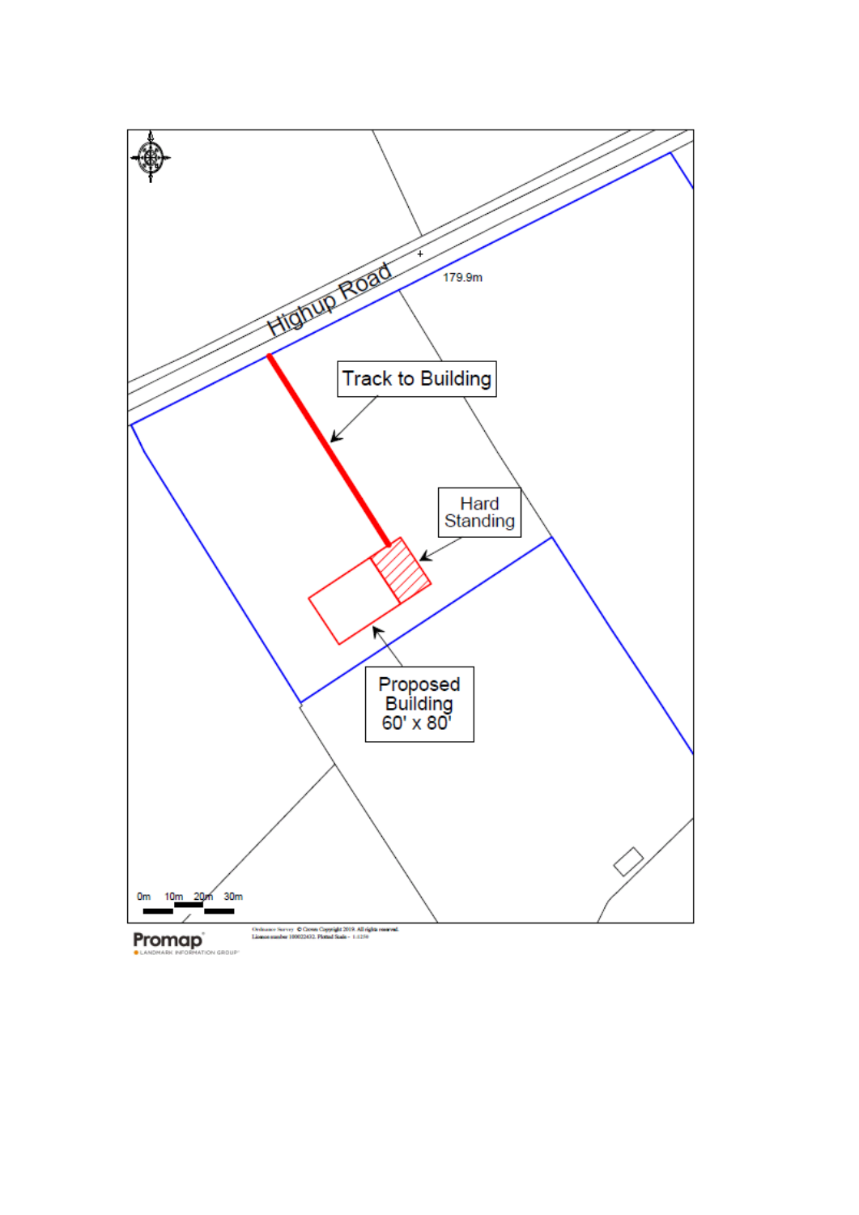Highup Road

179.9m

Track to Building

Hard Standing

Proposed Building 60' x 80'

0m 10m 20m 30m

Promap

LANDMARK INFORMATION GROUP

Ordnance Survey © Crown Copyright 2019. All rights reserved. Licence number 100022432. Plotted Scale - 1:1250